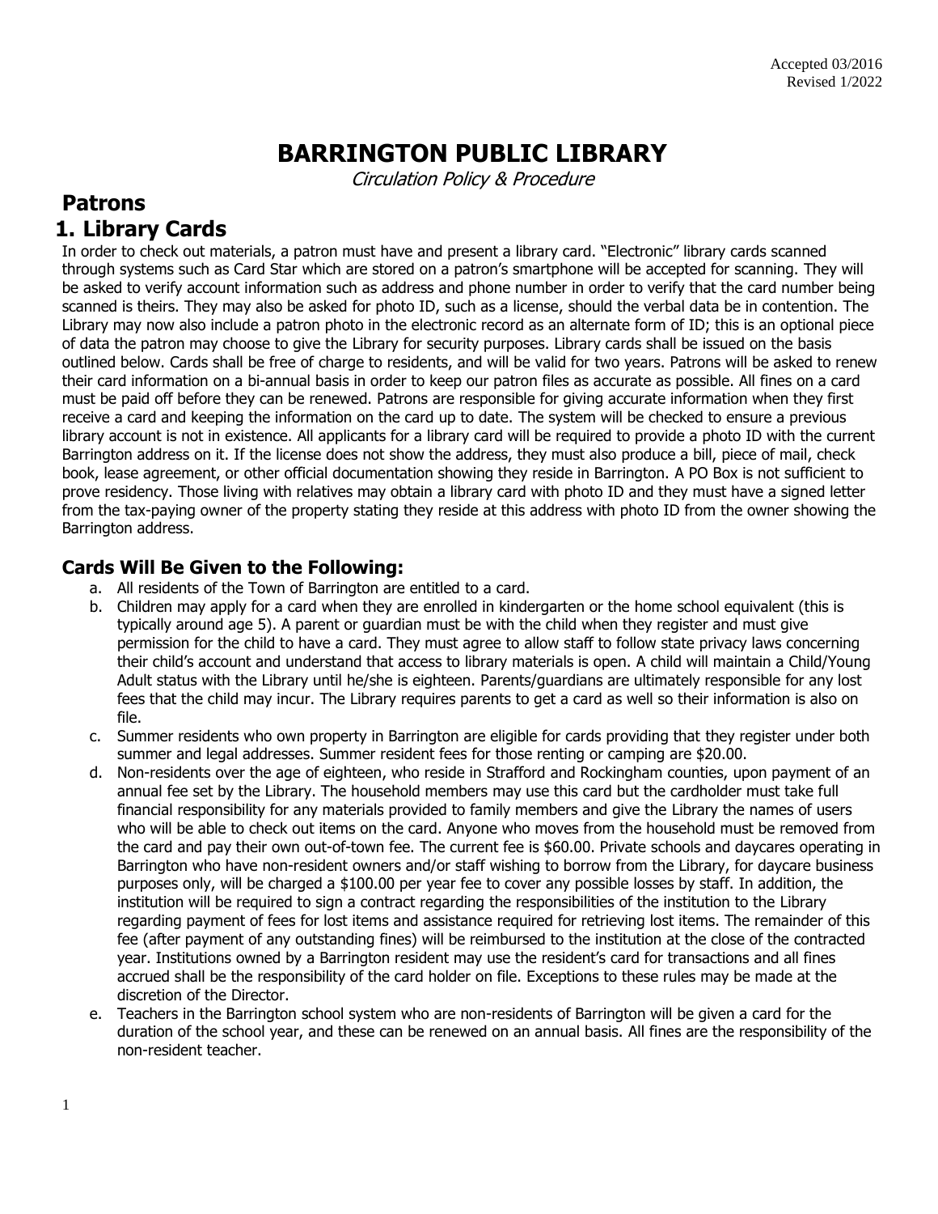Accepted 03/2016
Revised 1/2022

# BARRINGTON PUBLIC LIBRARY

*Circulation Policy & Procedure*

## Patrons

## 1. Library Cards

In order to check out materials, a patron must have and present a library card. "Electronic" library cards scanned through systems such as Card Star which are stored on a patron's smartphone will be accepted for scanning. They will be asked to verify account information such as address and phone number in order to verify that the card number being scanned is theirs. They may also be asked for photo ID, such as a license, should the verbal data be in contention. The Library may now also include a patron photo in the electronic record as an alternate form of ID; this is an optional piece of data the patron may choose to give the Library for security purposes. Library cards shall be issued on the basis outlined below. Cards shall be free of charge to residents, and will be valid for two years. Patrons will be asked to renew their card information on a bi-annual basis in order to keep our patron files as accurate as possible. All fines on a card must be paid off before they can be renewed. Patrons are responsible for giving accurate information when they first receive a card and keeping the information on the card up to date. The system will be checked to ensure a previous library account is not in existence. All applicants for a library card will be required to provide a photo ID with the current Barrington address on it. If the license does not show the address, they must also produce a bill, piece of mail, check book, lease agreement, or other official documentation showing they reside in Barrington. A PO Box is not sufficient to prove residency. Those living with relatives may obtain a library card with photo ID and they must have a signed letter from the tax-paying owner of the property stating they reside at this address with photo ID from the owner showing the Barrington address.

### Cards Will Be Given to the Following:

a. All residents of the Town of Barrington are entitled to a card.

b. Children may apply for a card when they are enrolled in kindergarten or the home school equivalent (this is typically around age 5). A parent or guardian must be with the child when they register and must give permission for the child to have a card. They must agree to allow staff to follow state privacy laws concerning their child's account and understand that access to library materials is open. A child will maintain a Child/Young Adult status with the Library until he/she is eighteen. Parents/guardians are ultimately responsible for any lost fees that the child may incur. The Library requires parents to get a card as well so their information is also on file.

c. Summer residents who own property in Barrington are eligible for cards providing that they register under both summer and legal addresses. Summer resident fees for those renting or camping are $20.00.

d. Non-residents over the age of eighteen, who reside in Strafford and Rockingham counties, upon payment of an annual fee set by the Library. The household members may use this card but the cardholder must take full financial responsibility for any materials provided to family members and give the Library the names of users who will be able to check out items on the card. Anyone who moves from the household must be removed from the card and pay their own out-of-town fee. The current fee is $60.00. Private schools and daycares operating in Barrington who have non-resident owners and/or staff wishing to borrow from the Library, for daycare business purposes only, will be charged a $100.00 per year fee to cover any possible losses by staff. In addition, the institution will be required to sign a contract regarding the responsibilities of the institution to the Library regarding payment of fees for lost items and assistance required for retrieving lost items. The remainder of this fee (after payment of any outstanding fines) will be reimbursed to the institution at the close of the contracted year. Institutions owned by a Barrington resident may use the resident's card for transactions and all fines accrued shall be the responsibility of the card holder on file. Exceptions to these rules may be made at the discretion of the Director.

e. Teachers in the Barrington school system who are non-residents of Barrington will be given a card for the duration of the school year, and these can be renewed on an annual basis. All fines are the responsibility of the non-resident teacher.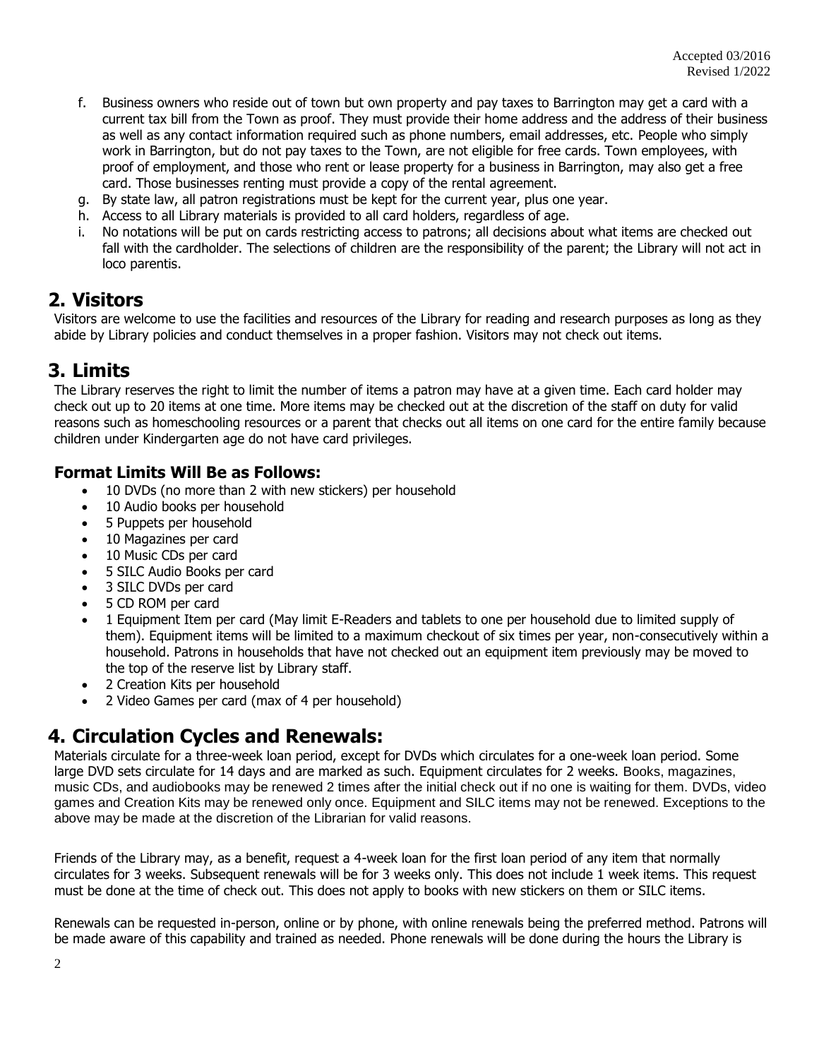f. Business owners who reside out of town but own property and pay taxes to Barrington may get a card with a current tax bill from the Town as proof. They must provide their home address and the address of their business as well as any contact information required such as phone numbers, email addresses, etc. People who simply work in Barrington, but do not pay taxes to the Town, are not eligible for free cards. Town employees, with proof of employment, and those who rent or lease property for a business in Barrington, may also get a free card. Those businesses renting must provide a copy of the rental agreement.
g. By state law, all patron registrations must be kept for the current year, plus one year.
h. Access to all Library materials is provided to all card holders, regardless of age.
i. No notations will be put on cards restricting access to patrons; all decisions about what items are checked out fall with the cardholder. The selections of children are the responsibility of the parent; the Library will not act in loco parentis.

## 2. Visitors

Visitors are welcome to use the facilities and resources of the Library for reading and research purposes as long as they abide by Library policies and conduct themselves in a proper fashion. Visitors may not check out items.

## 3. Limits

The Library reserves the right to limit the number of items a patron may have at a given time. Each card holder may check out up to 20 items at one time. More items may be checked out at the discretion of the staff on duty for valid reasons such as homeschooling resources or a parent that checks out all items on one card for the entire family because children under Kindergarten age do not have card privileges.

### Format Limits Will Be as Follows:

- 10 DVDs (no more than 2 with new stickers) per household
- 10 Audio books per household
- 5 Puppets per household
- 10 Magazines per card
- 10 Music CDs per card
- 5 SILC Audio Books per card
- 3 SILC DVDs per card
- 5 CD ROM per card
- 1 Equipment Item per card (May limit E-Readers and tablets to one per household due to limited supply of them). Equipment items will be limited to a maximum checkout of six times per year, non-consecutively within a household. Patrons in households that have not checked out an equipment item previously may be moved to the top of the reserve list by Library staff.
- 2 Creation Kits per household
- 2 Video Games per card (max of 4 per household)

## 4. Circulation Cycles and Renewals:

Materials circulate for a three-week loan period, except for DVDs which circulates for a one-week loan period. Some large DVD sets circulate for 14 days and are marked as such. Equipment circulates for 2 weeks. Books, magazines, music CDs, and audiobooks may be renewed 2 times after the initial check out if no one is waiting for them. DVDs, video games and Creation Kits may be renewed only once. Equipment and SILC items may not be renewed. Exceptions to the above may be made at the discretion of the Librarian for valid reasons.

Friends of the Library may, as a benefit, request a 4-week loan for the first loan period of any item that normally circulates for 3 weeks. Subsequent renewals will be for 3 weeks only. This does not include 1 week items. This request must be done at the time of check out. This does not apply to books with new stickers on them or SILC items.

Renewals can be requested in-person, online or by phone, with online renewals being the preferred method. Patrons will be made aware of this capability and trained as needed. Phone renewals will be done during the hours the Library is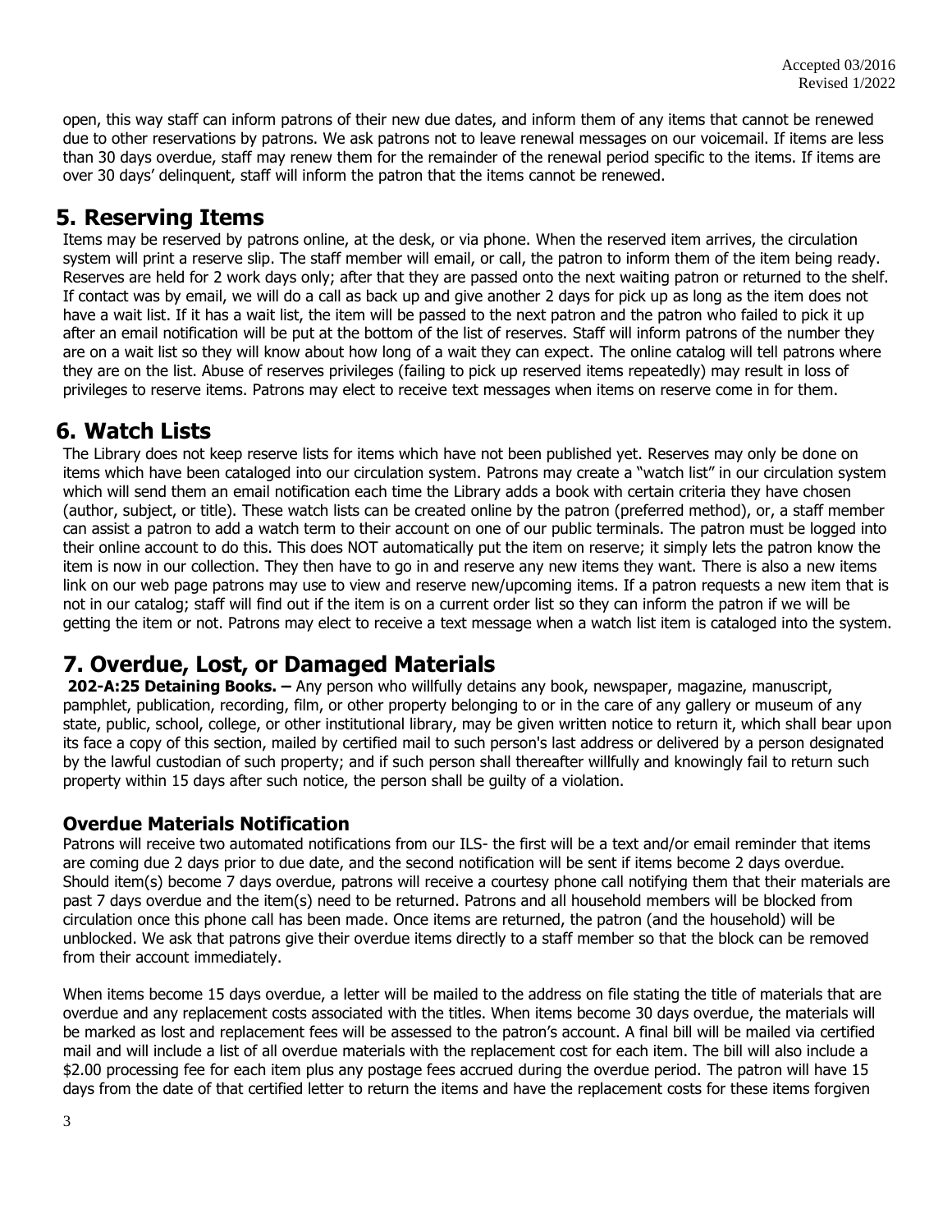open, this way staff can inform patrons of their new due dates, and inform them of any items that cannot be renewed due to other reservations by patrons. We ask patrons not to leave renewal messages on our voicemail. If items are less than 30 days overdue, staff may renew them for the remainder of the renewal period specific to the items. If items are over 30 days' delinquent, staff will inform the patron that the items cannot be renewed.

## 5. Reserving Items

Items may be reserved by patrons online, at the desk, or via phone. When the reserved item arrives, the circulation system will print a reserve slip. The staff member will email, or call, the patron to inform them of the item being ready. Reserves are held for 2 work days only; after that they are passed onto the next waiting patron or returned to the shelf. If contact was by email, we will do a call as back up and give another 2 days for pick up as long as the item does not have a wait list. If it has a wait list, the item will be passed to the next patron and the patron who failed to pick it up after an email notification will be put at the bottom of the list of reserves. Staff will inform patrons of the number they are on a wait list so they will know about how long of a wait they can expect. The online catalog will tell patrons where they are on the list. Abuse of reserves privileges (failing to pick up reserved items repeatedly) may result in loss of privileges to reserve items. Patrons may elect to receive text messages when items on reserve come in for them.

## 6. Watch Lists

The Library does not keep reserve lists for items which have not been published yet. Reserves may only be done on items which have been cataloged into our circulation system. Patrons may create a "watch list" in our circulation system which will send them an email notification each time the Library adds a book with certain criteria they have chosen (author, subject, or title). These watch lists can be created online by the patron (preferred method), or, a staff member can assist a patron to add a watch term to their account on one of our public terminals. The patron must be logged into their online account to do this. This does NOT automatically put the item on reserve; it simply lets the patron know the item is now in our collection. They then have to go in and reserve any new items they want. There is also a new items link on our web page patrons may use to view and reserve new/upcoming items. If a patron requests a new item that is not in our catalog; staff will find out if the item is on a current order list so they can inform the patron if we will be getting the item or not. Patrons may elect to receive a text message when a watch list item is cataloged into the system.

## 7. Overdue, Lost, or Damaged Materials

**202-A:25 Detaining Books. –** Any person who willfully detains any book, newspaper, magazine, manuscript, pamphlet, publication, recording, film, or other property belonging to or in the care of any gallery or museum of any state, public, school, college, or other institutional library, may be given written notice to return it, which shall bear upon its face a copy of this section, mailed by certified mail to such person's last address or delivered by a person designated by the lawful custodian of such property; and if such person shall thereafter willfully and knowingly fail to return such property within 15 days after such notice, the person shall be guilty of a violation.

### Overdue Materials Notification

Patrons will receive two automated notifications from our ILS- the first will be a text and/or email reminder that items are coming due 2 days prior to due date, and the second notification will be sent if items become 2 days overdue. Should item(s) become 7 days overdue, patrons will receive a courtesy phone call notifying them that their materials are past 7 days overdue and the item(s) need to be returned. Patrons and all household members will be blocked from circulation once this phone call has been made. Once items are returned, the patron (and the household) will be unblocked. We ask that patrons give their overdue items directly to a staff member so that the block can be removed from their account immediately.

When items become 15 days overdue, a letter will be mailed to the address on file stating the title of materials that are overdue and any replacement costs associated with the titles. When items become 30 days overdue, the materials will be marked as lost and replacement fees will be assessed to the patron's account. A final bill will be mailed via certified mail and will include a list of all overdue materials with the replacement cost for each item. The bill will also include a $2.00 processing fee for each item plus any postage fees accrued during the overdue period. The patron will have 15 days from the date of that certified letter to return the items and have the replacement costs for these items forgiven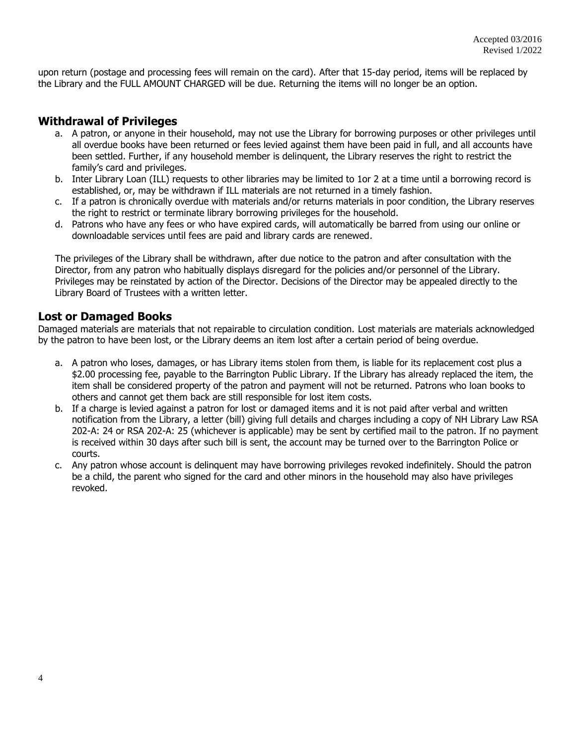upon return (postage and processing fees will remain on the card). After that 15-day period, items will be replaced by the Library and the FULL AMOUNT CHARGED will be due. Returning the items will no longer be an option.

## Withdrawal of Privileges

a. A patron, or anyone in their household, may not use the Library for borrowing purposes or other privileges until all overdue books have been returned or fees levied against them have been paid in full, and all accounts have been settled. Further, if any household member is delinquent, the Library reserves the right to restrict the family's card and privileges.
b. Inter Library Loan (ILL) requests to other libraries may be limited to 1or 2 at a time until a borrowing record is established, or, may be withdrawn if ILL materials are not returned in a timely fashion.
c. If a patron is chronically overdue with materials and/or returns materials in poor condition, the Library reserves the right to restrict or terminate library borrowing privileges for the household.
d. Patrons who have any fees or who have expired cards, will automatically be barred from using our online or downloadable services until fees are paid and library cards are renewed.

The privileges of the Library shall be withdrawn, after due notice to the patron and after consultation with the Director, from any patron who habitually displays disregard for the policies and/or personnel of the Library. Privileges may be reinstated by action of the Director. Decisions of the Director may be appealed directly to the Library Board of Trustees with a written letter.

## Lost or Damaged Books

Damaged materials are materials that not repairable to circulation condition. Lost materials are materials acknowledged by the patron to have been lost, or the Library deems an item lost after a certain period of being overdue.

a. A patron who loses, damages, or has Library items stolen from them, is liable for its replacement cost plus a $2.00 processing fee, payable to the Barrington Public Library. If the Library has already replaced the item, the item shall be considered property of the patron and payment will not be returned. Patrons who loan books to others and cannot get them back are still responsible for lost item costs.
b. If a charge is levied against a patron for lost or damaged items and it is not paid after verbal and written notification from the Library, a letter (bill) giving full details and charges including a copy of NH Library Law RSA 202-A: 24 or RSA 202-A: 25 (whichever is applicable) may be sent by certified mail to the patron. If no payment is received within 30 days after such bill is sent, the account may be turned over to the Barrington Police or courts.
c. Any patron whose account is delinquent may have borrowing privileges revoked indefinitely. Should the patron be a child, the parent who signed for the card and other minors in the household may also have privileges revoked.